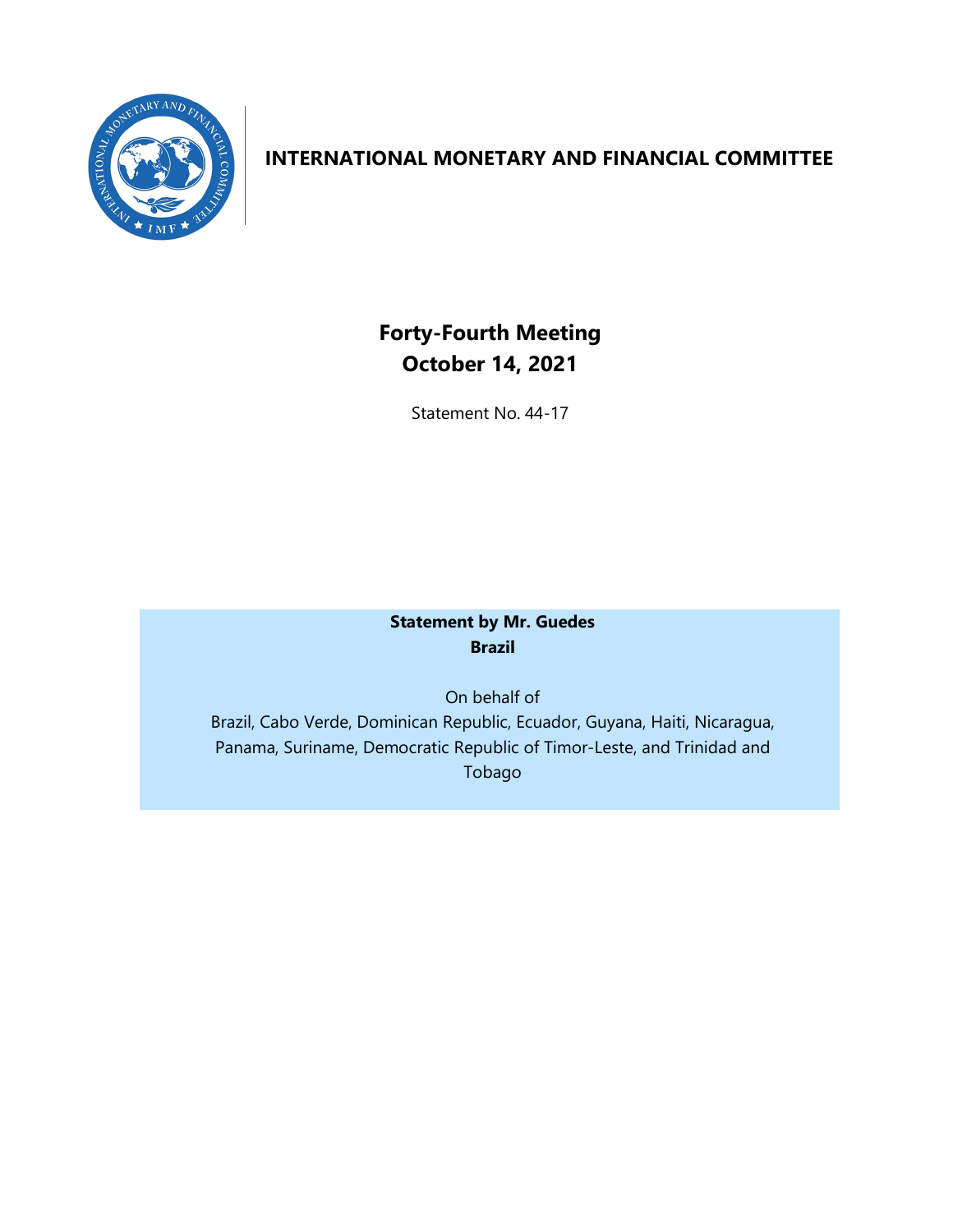# INTERNATIONAL MONETARY AND FINANCIAL COMMITTEE

## Forty-Fourth Meeting
## October 14, 2021

Statement No. 44-17

**Statement by Mr. Guedes**
**Brazil**

On behalf of
Brazil, Cabo Verde, Dominican Republic, Ecuador, Guyana, Haiti, Nicaragua, Panama, Suriname, Democratic Republic of Timor-Leste, and Trinidad and Tobago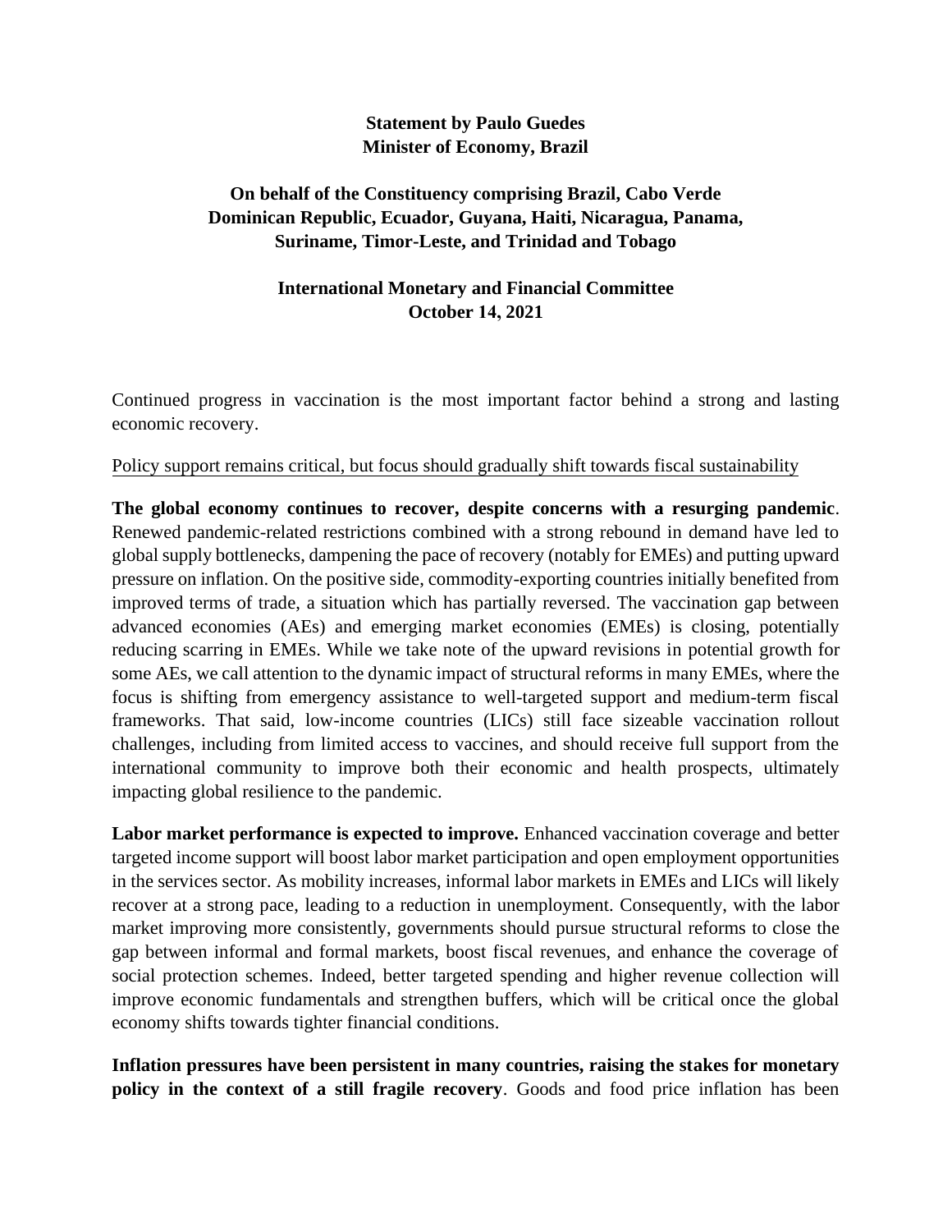**Statement by Paulo Guedes**
**Minister of Economy, Brazil**

**On behalf of the Constituency comprising Brazil, Cabo Verde Dominican Republic, Ecuador, Guyana, Haiti, Nicaragua, Panama, Suriname, Timor-Leste, and Trinidad and Tobago**

**International Monetary and Financial Committee**
**October 14, 2021**

Continued progress in vaccination is the most important factor behind a strong and lasting economic recovery.

Policy support remains critical, but focus should gradually shift towards fiscal sustainability

**The global economy continues to recover, despite concerns with a resurging pandemic**. Renewed pandemic-related restrictions combined with a strong rebound in demand have led to global supply bottlenecks, dampening the pace of recovery (notably for EMEs) and putting upward pressure on inflation. On the positive side, commodity-exporting countries initially benefited from improved terms of trade, a situation which has partially reversed. The vaccination gap between advanced economies (AEs) and emerging market economies (EMEs) is closing, potentially reducing scarring in EMEs. While we take note of the upward revisions in potential growth for some AEs, we call attention to the dynamic impact of structural reforms in many EMEs, where the focus is shifting from emergency assistance to well-targeted support and medium-term fiscal frameworks. That said, low-income countries (LICs) still face sizeable vaccination rollout challenges, including from limited access to vaccines, and should receive full support from the international community to improve both their economic and health prospects, ultimately impacting global resilience to the pandemic.

**Labor market performance is expected to improve.** Enhanced vaccination coverage and better targeted income support will boost labor market participation and open employment opportunities in the services sector. As mobility increases, informal labor markets in EMEs and LICs will likely recover at a strong pace, leading to a reduction in unemployment. Consequently, with the labor market improving more consistently, governments should pursue structural reforms to close the gap between informal and formal markets, boost fiscal revenues, and enhance the coverage of social protection schemes. Indeed, better targeted spending and higher revenue collection will improve economic fundamentals and strengthen buffers, which will be critical once the global economy shifts towards tighter financial conditions.

**Inflation pressures have been persistent in many countries, raising the stakes for monetary policy in the context of a still fragile recovery**. Goods and food price inflation has been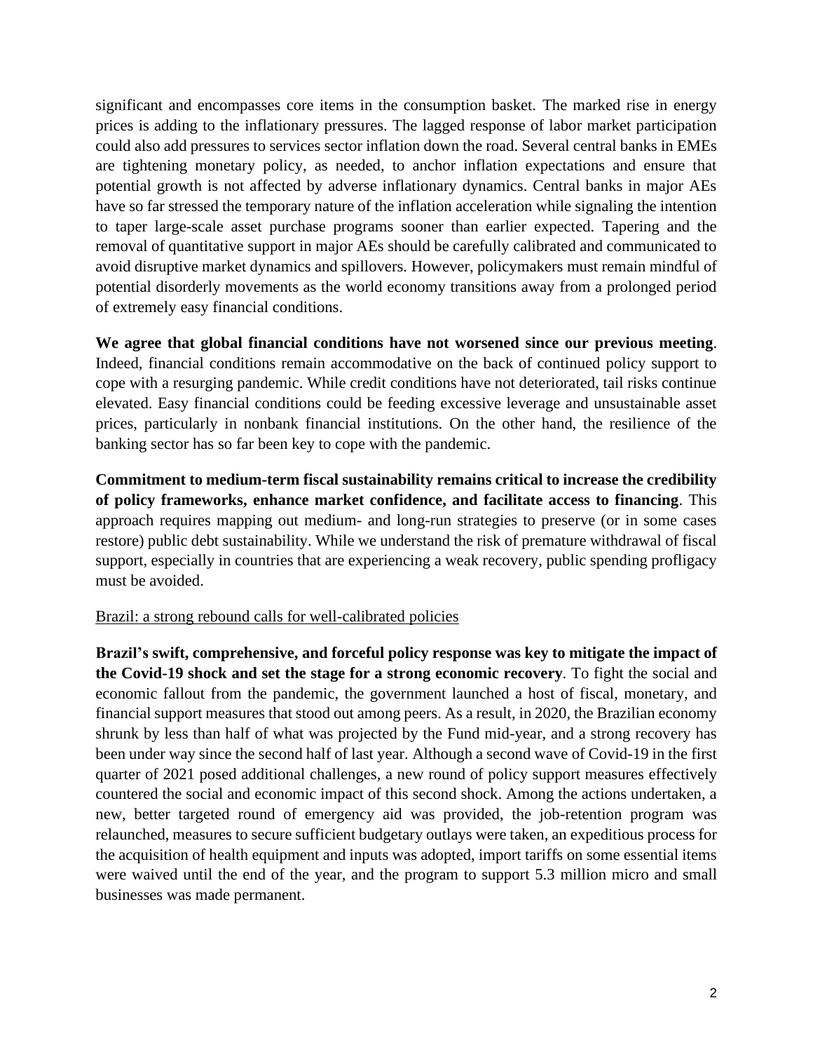significant and encompasses core items in the consumption basket. The marked rise in energy prices is adding to the inflationary pressures. The lagged response of labor market participation could also add pressures to services sector inflation down the road. Several central banks in EMEs are tightening monetary policy, as needed, to anchor inflation expectations and ensure that potential growth is not affected by adverse inflationary dynamics. Central banks in major AEs have so far stressed the temporary nature of the inflation acceleration while signaling the intention to taper large-scale asset purchase programs sooner than earlier expected. Tapering and the removal of quantitative support in major AEs should be carefully calibrated and communicated to avoid disruptive market dynamics and spillovers. However, policymakers must remain mindful of potential disorderly movements as the world economy transitions away from a prolonged period of extremely easy financial conditions.

**We agree that global financial conditions have not worsened since our previous meeting**. Indeed, financial conditions remain accommodative on the back of continued policy support to cope with a resurging pandemic. While credit conditions have not deteriorated, tail risks continue elevated. Easy financial conditions could be feeding excessive leverage and unsustainable asset prices, particularly in nonbank financial institutions. On the other hand, the resilience of the banking sector has so far been key to cope with the pandemic.

**Commitment to medium-term fiscal sustainability remains critical to increase the credibility of policy frameworks, enhance market confidence, and facilitate access to financing**. This approach requires mapping out medium- and long-run strategies to preserve (or in some cases restore) public debt sustainability. While we understand the risk of premature withdrawal of fiscal support, especially in countries that are experiencing a weak recovery, public spending profligacy must be avoided.

<u>Brazil: a strong rebound calls for well-calibrated policies</u>

**Brazil's swift, comprehensive, and forceful policy response was key to mitigate the impact of the Covid-19 shock and set the stage for a strong economic recovery**. To fight the social and economic fallout from the pandemic, the government launched a host of fiscal, monetary, and financial support measures that stood out among peers. As a result, in 2020, the Brazilian economy shrunk by less than half of what was projected by the Fund mid-year, and a strong recovery has been under way since the second half of last year. Although a second wave of Covid-19 in the first quarter of 2021 posed additional challenges, a new round of policy support measures effectively countered the social and economic impact of this second shock. Among the actions undertaken, a new, better targeted round of emergency aid was provided, the job-retention program was relaunched, measures to secure sufficient budgetary outlays were taken, an expeditious process for the acquisition of health equipment and inputs was adopted, import tariffs on some essential items were waived until the end of the year, and the program to support 5.3 million micro and small businesses was made permanent.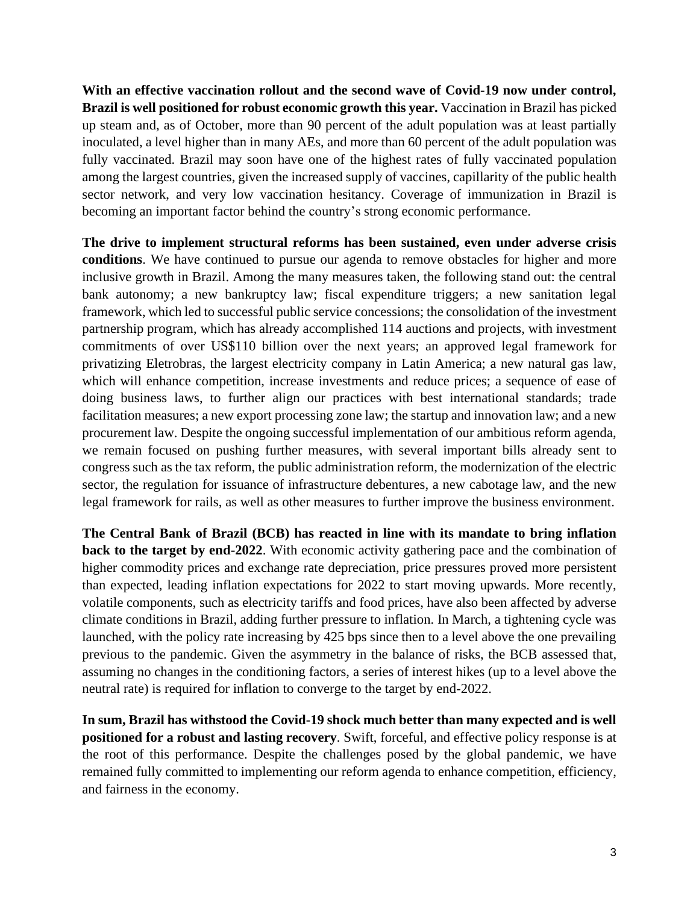**With an effective vaccination rollout and the second wave of Covid-19 now under control, Brazil is well positioned for robust economic growth this year.** Vaccination in Brazil has picked up steam and, as of October, more than 90 percent of the adult population was at least partially inoculated, a level higher than in many AEs, and more than 60 percent of the adult population was fully vaccinated. Brazil may soon have one of the highest rates of fully vaccinated population among the largest countries, given the increased supply of vaccines, capillarity of the public health sector network, and very low vaccination hesitancy. Coverage of immunization in Brazil is becoming an important factor behind the country's strong economic performance.

**The drive to implement structural reforms has been sustained, even under adverse crisis conditions**. We have continued to pursue our agenda to remove obstacles for higher and more inclusive growth in Brazil. Among the many measures taken, the following stand out: the central bank autonomy; a new bankruptcy law; fiscal expenditure triggers; a new sanitation legal framework, which led to successful public service concessions; the consolidation of the investment partnership program, which has already accomplished 114 auctions and projects, with investment commitments of over US$110 billion over the next years; an approved legal framework for privatizing Eletrobras, the largest electricity company in Latin America; a new natural gas law, which will enhance competition, increase investments and reduce prices; a sequence of ease of doing business laws, to further align our practices with best international standards; trade facilitation measures; a new export processing zone law; the startup and innovation law; and a new procurement law. Despite the ongoing successful implementation of our ambitious reform agenda, we remain focused on pushing further measures, with several important bills already sent to congress such as the tax reform, the public administration reform, the modernization of the electric sector, the regulation for issuance of infrastructure debentures, a new cabotage law, and the new legal framework for rails, as well as other measures to further improve the business environment.

**The Central Bank of Brazil (BCB) has reacted in line with its mandate to bring inflation back to the target by end-2022**. With economic activity gathering pace and the combination of higher commodity prices and exchange rate depreciation, price pressures proved more persistent than expected, leading inflation expectations for 2022 to start moving upwards. More recently, volatile components, such as electricity tariffs and food prices, have also been affected by adverse climate conditions in Brazil, adding further pressure to inflation. In March, a tightening cycle was launched, with the policy rate increasing by 425 bps since then to a level above the one prevailing previous to the pandemic. Given the asymmetry in the balance of risks, the BCB assessed that, assuming no changes in the conditioning factors, a series of interest hikes (up to a level above the neutral rate) is required for inflation to converge to the target by end-2022.

**In sum, Brazil has withstood the Covid-19 shock much better than many expected and is well positioned for a robust and lasting recovery**. Swift, forceful, and effective policy response is at the root of this performance. Despite the challenges posed by the global pandemic, we have remained fully committed to implementing our reform agenda to enhance competition, efficiency, and fairness in the economy.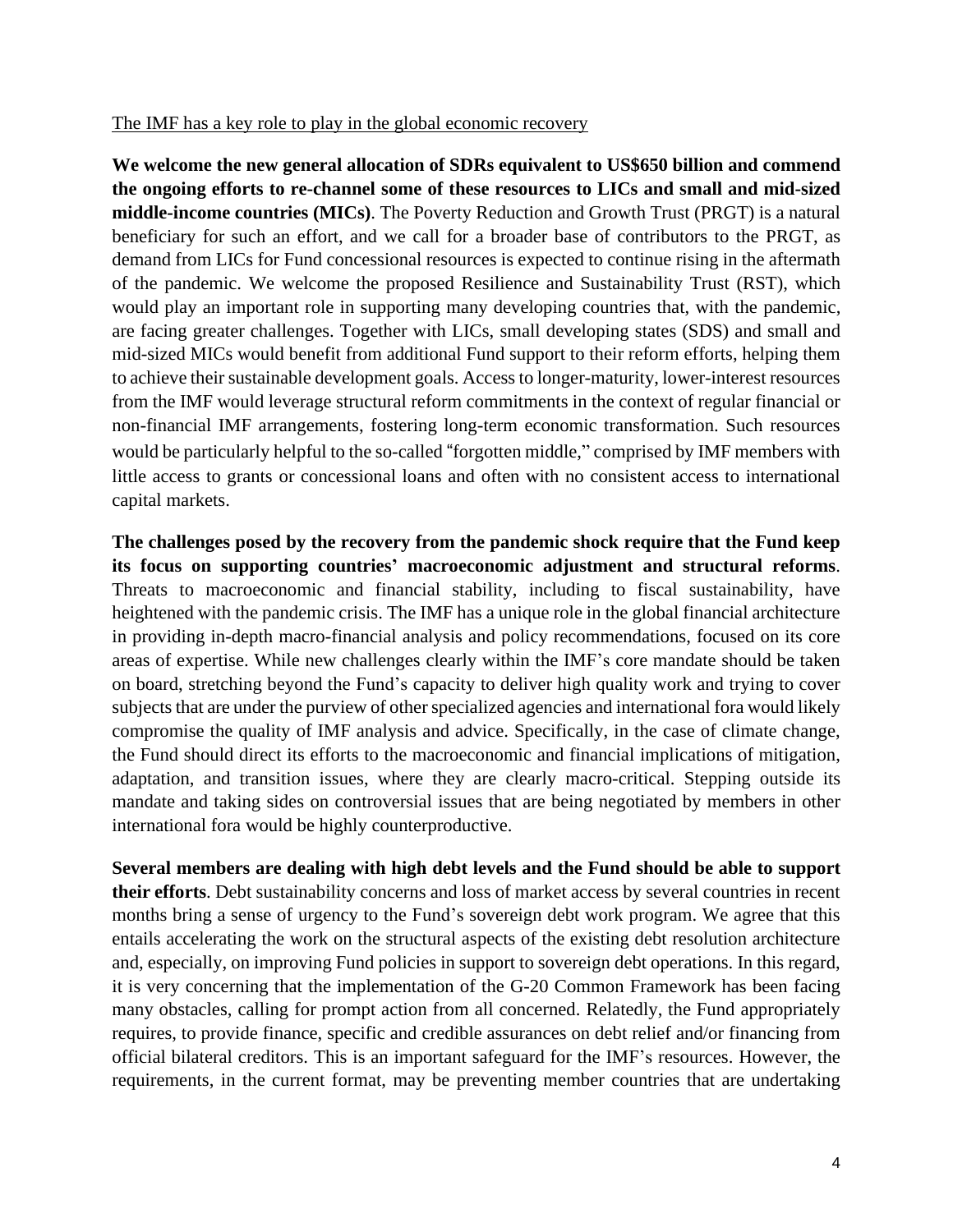The IMF has a key role to play in the global economic recovery

**We welcome the new general allocation of SDRs equivalent to US$650 billion and commend the ongoing efforts to re-channel some of these resources to LICs and small and mid-sized middle-income countries (MICs)**. The Poverty Reduction and Growth Trust (PRGT) is a natural beneficiary for such an effort, and we call for a broader base of contributors to the PRGT, as demand from LICs for Fund concessional resources is expected to continue rising in the aftermath of the pandemic. We welcome the proposed Resilience and Sustainability Trust (RST), which would play an important role in supporting many developing countries that, with the pandemic, are facing greater challenges. Together with LICs, small developing states (SDS) and small and mid-sized MICs would benefit from additional Fund support to their reform efforts, helping them to achieve their sustainable development goals. Access to longer-maturity, lower-interest resources from the IMF would leverage structural reform commitments in the context of regular financial or non-financial IMF arrangements, fostering long-term economic transformation. Such resources would be particularly helpful to the so-called "forgotten middle," comprised by IMF members with little access to grants or concessional loans and often with no consistent access to international capital markets.

**The challenges posed by the recovery from the pandemic shock require that the Fund keep its focus on supporting countries' macroeconomic adjustment and structural reforms**. Threats to macroeconomic and financial stability, including to fiscal sustainability, have heightened with the pandemic crisis. The IMF has a unique role in the global financial architecture in providing in-depth macro-financial analysis and policy recommendations, focused on its core areas of expertise. While new challenges clearly within the IMF's core mandate should be taken on board, stretching beyond the Fund's capacity to deliver high quality work and trying to cover subjects that are under the purview of other specialized agencies and international fora would likely compromise the quality of IMF analysis and advice. Specifically, in the case of climate change, the Fund should direct its efforts to the macroeconomic and financial implications of mitigation, adaptation, and transition issues, where they are clearly macro-critical. Stepping outside its mandate and taking sides on controversial issues that are being negotiated by members in other international fora would be highly counterproductive.

**Several members are dealing with high debt levels and the Fund should be able to support their efforts**. Debt sustainability concerns and loss of market access by several countries in recent months bring a sense of urgency to the Fund's sovereign debt work program. We agree that this entails accelerating the work on the structural aspects of the existing debt resolution architecture and, especially, on improving Fund policies in support to sovereign debt operations. In this regard, it is very concerning that the implementation of the G-20 Common Framework has been facing many obstacles, calling for prompt action from all concerned. Relatedly, the Fund appropriately requires, to provide finance, specific and credible assurances on debt relief and/or financing from official bilateral creditors. This is an important safeguard for the IMF's resources. However, the requirements, in the current format, may be preventing member countries that are undertaking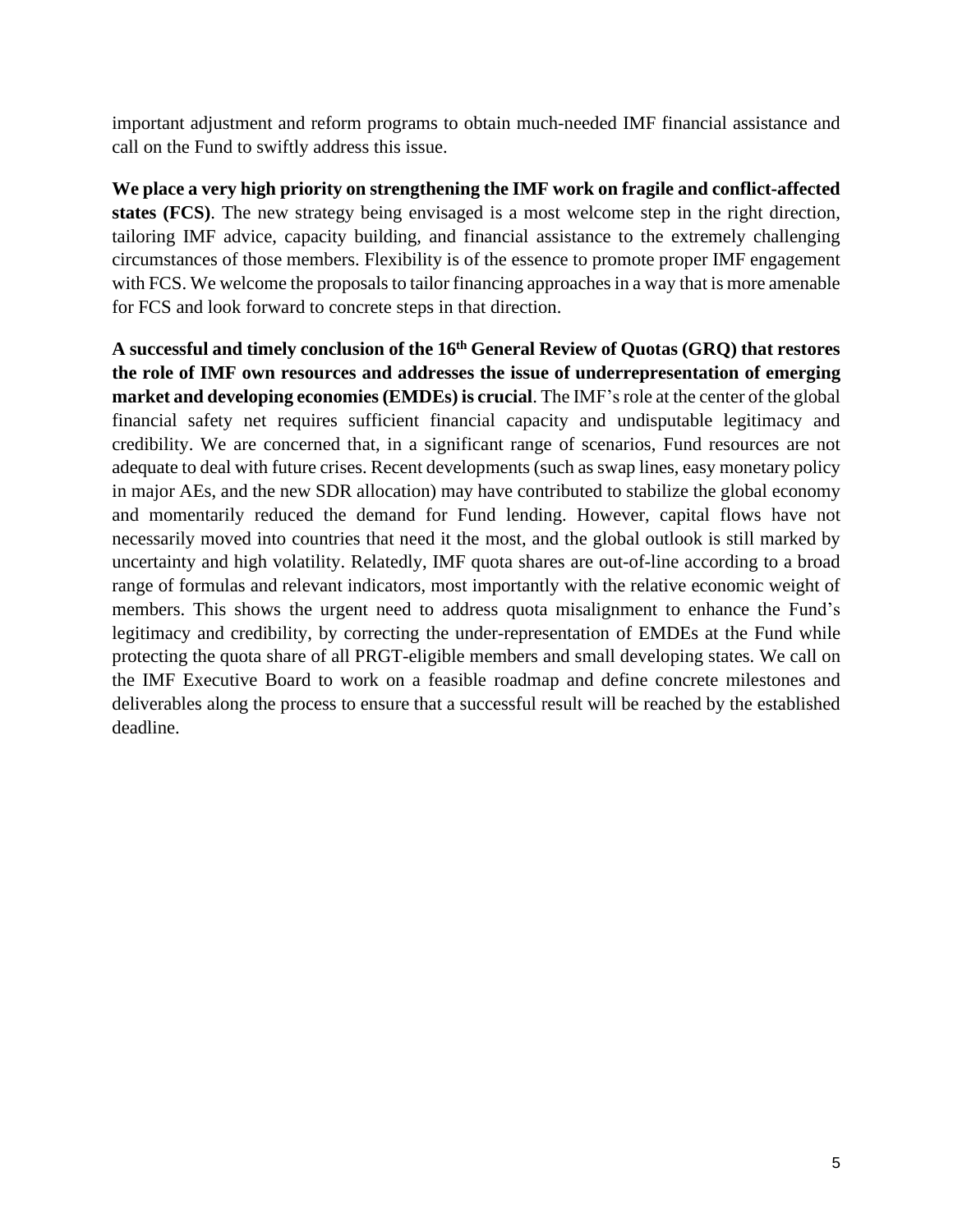important adjustment and reform programs to obtain much-needed IMF financial assistance and call on the Fund to swiftly address this issue.

**We place a very high priority on strengthening the IMF work on fragile and conflict-affected states (FCS)**. The new strategy being envisaged is a most welcome step in the right direction, tailoring IMF advice, capacity building, and financial assistance to the extremely challenging circumstances of those members. Flexibility is of the essence to promote proper IMF engagement with FCS. We welcome the proposals to tailor financing approaches in a way that is more amenable for FCS and look forward to concrete steps in that direction.

**A successful and timely conclusion of the 16th General Review of Quotas (GRQ) that restores the role of IMF own resources and addresses the issue of underrepresentation of emerging market and developing economies (EMDEs) is crucial**. The IMF's role at the center of the global financial safety net requires sufficient financial capacity and undisputable legitimacy and credibility. We are concerned that, in a significant range of scenarios, Fund resources are not adequate to deal with future crises. Recent developments (such as swap lines, easy monetary policy in major AEs, and the new SDR allocation) may have contributed to stabilize the global economy and momentarily reduced the demand for Fund lending. However, capital flows have not necessarily moved into countries that need it the most, and the global outlook is still marked by uncertainty and high volatility. Relatedly, IMF quota shares are out-of-line according to a broad range of formulas and relevant indicators, most importantly with the relative economic weight of members. This shows the urgent need to address quota misalignment to enhance the Fund's legitimacy and credibility, by correcting the under-representation of EMDEs at the Fund while protecting the quota share of all PRGT-eligible members and small developing states. We call on the IMF Executive Board to work on a feasible roadmap and define concrete milestones and deliverables along the process to ensure that a successful result will be reached by the established deadline.